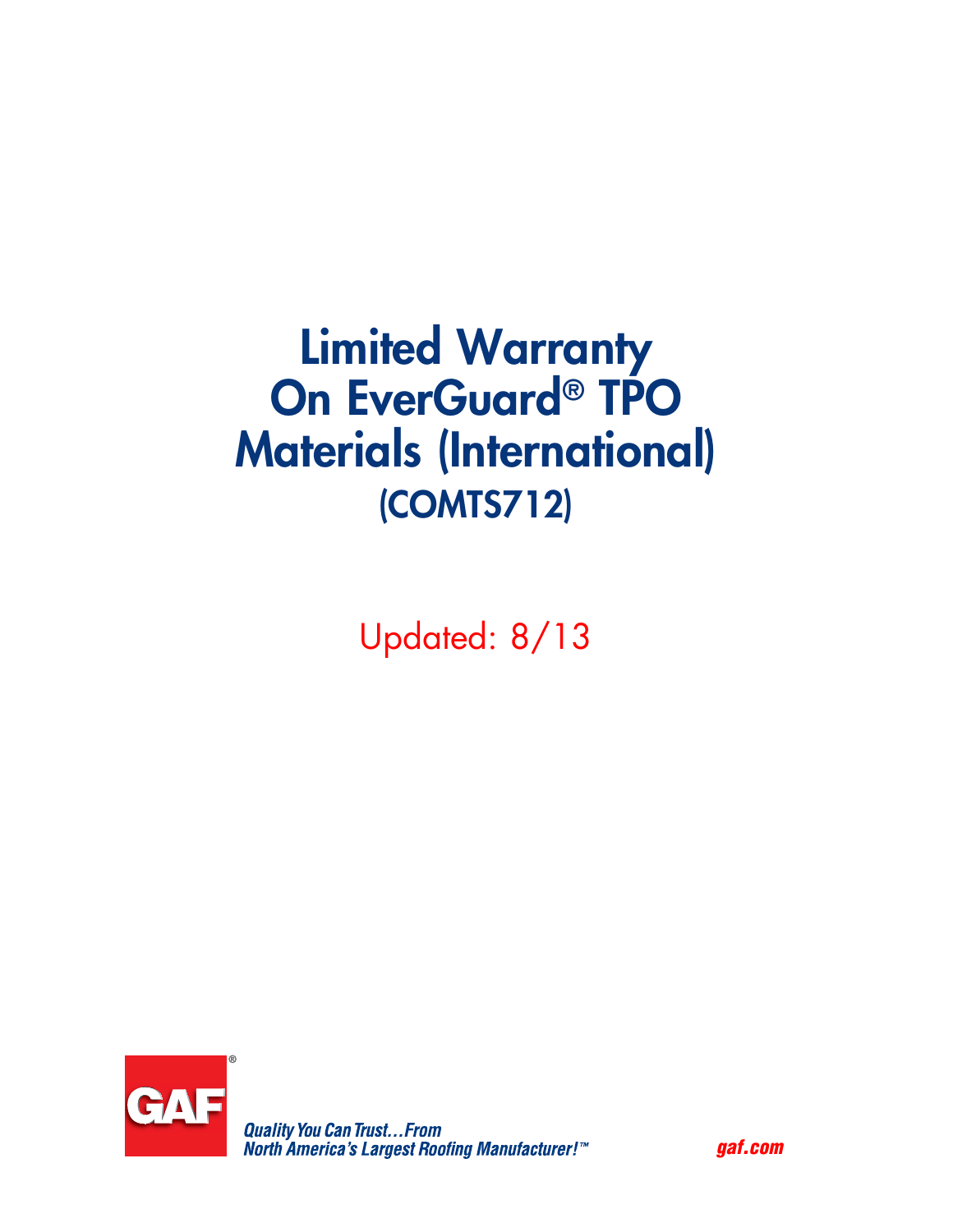# Limited Warranty On EverGuard® TPO Materials (International)

## (COMTS712)

Updated: 8/13

GAF®

*Quality You Can Trust…From North America's Largest Roofing Manufacturer!™*

gaf.com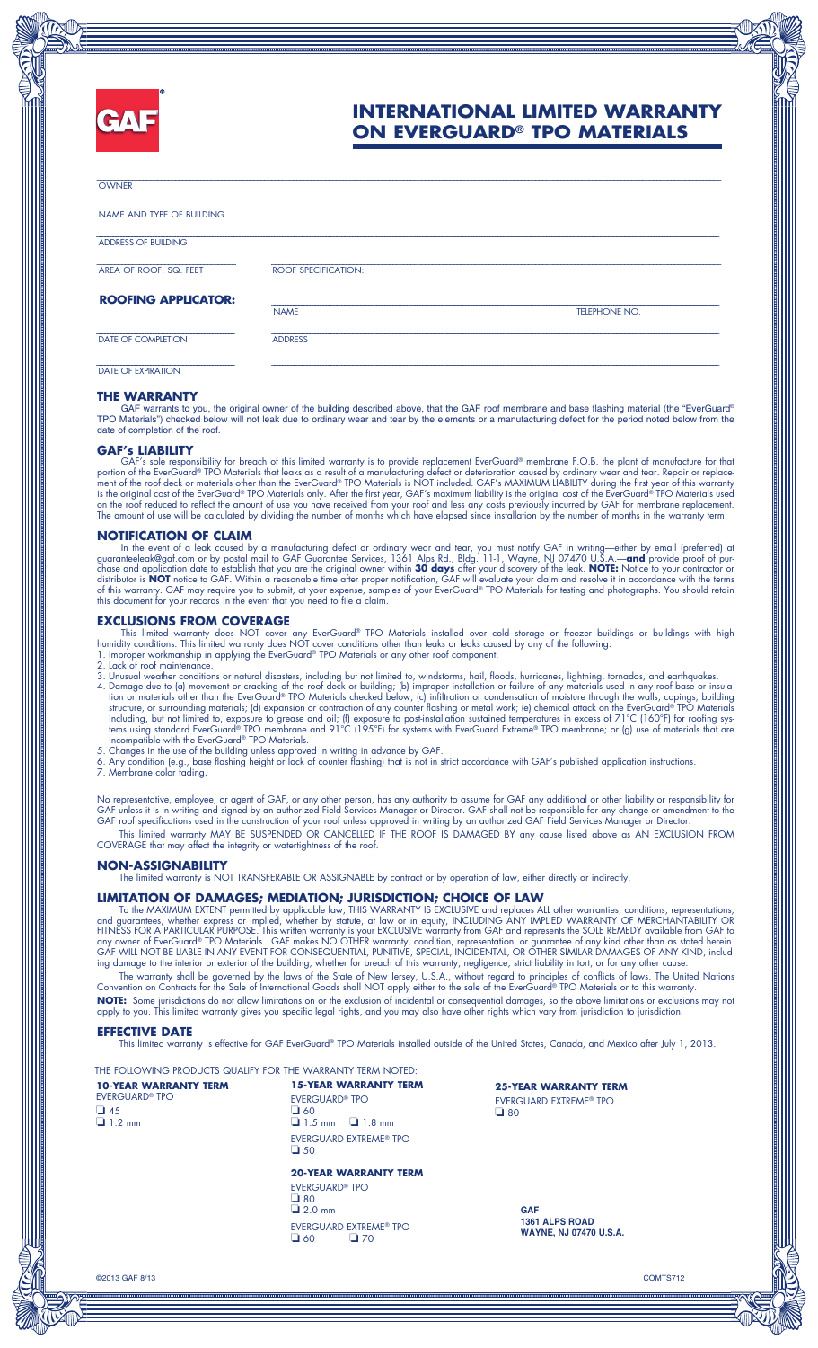GAF®

# INTERNATIONAL LIMITED WARRANTY ON EVERGUARD® TPO MATERIALS

OWNER

NAME AND TYPE OF BUILDING

ADDRESS OF BUILDING

AREA OF ROOF: SQ. FEET

ROOF SPECIFICATION:

**ROOFING APPLICATOR:**

NAME

TELEPHONE NO.

DATE OF COMPLETION

ADDRESS

DATE OF EXPIRATION

## THE WARRANTY

GAF warrants to you, the original owner of the building described above, that the GAF roof membrane and base flashing material (the "EverGuard® TPO Materials") checked below will not leak due to ordinary wear and tear by the elements or a manufacturing defect for the period noted below from the date of completion of the roof.

## GAF's LIABILITY

GAF's sole responsibility for breach of this limited warranty is to provide replacement EverGuard® membrane F.O.B. the plant of manufacture for that portion of the EverGuard® TPO Materials that leaks as a result of a manufacturing defect or deterioration caused by ordinary wear and tear. Repair or replacement of the roof deck or materials other than the EverGuard® TPO Materials is NOT included. GAF's MAXIMUM LIABILITY during the first year of this warranty is the original cost of the EverGuard® TPO Materials only. After the first year, GAF's maximum liability is the original cost of the EverGuard® TPO Materials used on the roof reduced to reflect the amount of use you have received from your roof and less any costs previously incurred by GAF for membrane replacement. The amount of use will be calculated by dividing the number of months which have elapsed since installation by the number of months in the warranty term.

## NOTIFICATION OF CLAIM

In the event of a leak caused by a manufacturing defect or ordinary wear and tear, you must notify GAF in writing—either by email (preferred) at guaranteeleak@gaf.com or by postal mail to GAF Guarantee Services, 1361 Alps Rd., Bldg. 11-1, Wayne, NJ 07470 U.S.A.—**and** provide proof of purchase and application date to establish that you are the original owner within **30 days** after your discovery of the leak. **NOTE:** Notice to your contractor or distributor is **NOT** notice to GAF. Within a reasonable time after proper notification, GAF will evaluate your claim and resolve it in accordance with the terms of this warranty. GAF may require you to submit, at your expense, samples of your EverGuard® TPO Materials for testing and photographs. You should retain this document for your records in the event that you need to file a claim.

## EXCLUSIONS FROM COVERAGE

This limited warranty does NOT cover any EverGuard® TPO Materials installed over cold storage or freezer buildings or buildings with high humidity conditions. This limited warranty does NOT cover conditions other than leaks or leaks caused by any of the following:

1. Improper workmanship in applying the EverGuard® TPO Materials or any other roof component.
2. Lack of roof maintenance.
3. Unusual weather conditions or natural disasters, including but not limited to, windstorms, hail, floods, hurricanes, lightning, tornados, and earthquakes.
4. Damage due to (a) movement or cracking of the roof deck or building; (b) improper installation or failure of any materials used in any roof base or insulation or materials other than the EverGuard® TPO Materials checked below; (c) infiltration or condensation of moisture through the walls, copings, building structure, or surrounding materials; (d) expansion or contraction of any counter flashing or metal work; (e) chemical attack on the EverGuard® TPO Materials including, but not limited to, exposure to grease and oil; (f) exposure to post-installation sustained temperatures in excess of 71°C (160°F) for roofing systems using standard EverGuard® TPO membrane and 91°C (195°F) for systems with EverGuard Extreme® TPO membrane; or (g) use of materials that are incompatible with the EverGuard® TPO Materials.
5. Changes in the use of the building unless approved in writing in advance by GAF.
6. Any condition (e.g., base flashing height or lack of counter flashing) that is not in strict accordance with GAF's published application instructions.
7. Membrane color fading.

No representative, employee, or agent of GAF, or any other person, has any authority to assume for GAF any additional or other liability or responsibility for GAF unless it is in writing and signed by an authorized Field Services Manager or Director. GAF shall not be responsible for any change or amendment to the GAF roof specifications used in the construction of your roof unless approved in writing by an authorized GAF Field Services Manager or Director.

This limited warranty MAY BE SUSPENDED OR CANCELLED IF THE ROOF IS DAMAGED BY any cause listed above as AN EXCLUSION FROM COVERAGE that may affect the integrity or watertightness of the roof.

## NON-ASSIGNABILITY

The limited warranty is NOT TRANSFERABLE OR ASSIGNABLE by contract or by operation of law, either directly or indirectly.

## LIMITATION OF DAMAGES; MEDIATION; JURISDICTION; CHOICE OF LAW

To the MAXIMUM EXTENT permitted by applicable law, THIS WARRANTY IS EXCLUSIVE and replaces ALL other warranties, conditions, representations, and guarantees, whether express or implied, whether by statute, at law or in equity, INCLUDING ANY IMPLIED WARRANTY OF MERCHANTABILITY OR FITNESS FOR A PARTICULAR PURPOSE. This written warranty is your EXCLUSIVE warranty from GAF and represents the SOLE REMEDY available from GAF to any owner of EverGuard® TPO Materials. GAF makes NO OTHER warranty, condition, representation, or guarantee of any kind other than as stated herein. GAF WILL NOT BE LIABLE IN ANY EVENT FOR CONSEQUENTIAL, PUNITIVE, SPECIAL, INCIDENTAL, OR OTHER SIMILAR DAMAGES OF ANY KIND, including damage to the interior or exterior of the building, whether for breach of this warranty, negligence, strict liability in tort, or for any other cause.

The warranty shall be governed by the laws of the State of New Jersey, U.S.A., without regard to principles of conflicts of laws. The United Nations Convention on Contracts for the Sale of International Goods shall NOT apply either to the sale of the EverGuard® TPO Materials or to this warranty.

**NOTE:** Some jurisdictions do not allow limitations on or the exclusion of incidental or consequential damages, so the above limitations or exclusions may not apply to you. This limited warranty gives you specific legal rights, and you may also have other rights which vary from jurisdiction to jurisdiction.

## EFFECTIVE DATE

This limited warranty is effective for GAF EverGuard® TPO Materials installed outside of the United States, Canada, and Mexico after July 1, 2013.

THE FOLLOWING PRODUCTS QUALIFY FOR THE WARRANTY TERM NOTED:

**10-YEAR WARRANTY TERM**

EVERGUARD® TPO
- ❑ 45
- ❑ 1.2 mm

**15-YEAR WARRANTY TERM**

EVERGUARD® TPO
- ❑ 60
- ❑ 1.5 mm ❑ 1.8 mm

EVERGUARD EXTREME® TPO
- ❑ 50

**20-YEAR WARRANTY TERM**

EVERGUARD® TPO
- ❑ 80
- ❑ 2.0 mm

EVERGUARD EXTREME® TPO
- ❑ 60 ❑ 70

**25-YEAR WARRANTY TERM**

EVERGUARD EXTREME® TPO
- ❑ 80

**GAF**
**1361 ALPS ROAD**
**WAYNE, NJ 07470 U.S.A.**

©2013 GAF 8/13

COMTS712